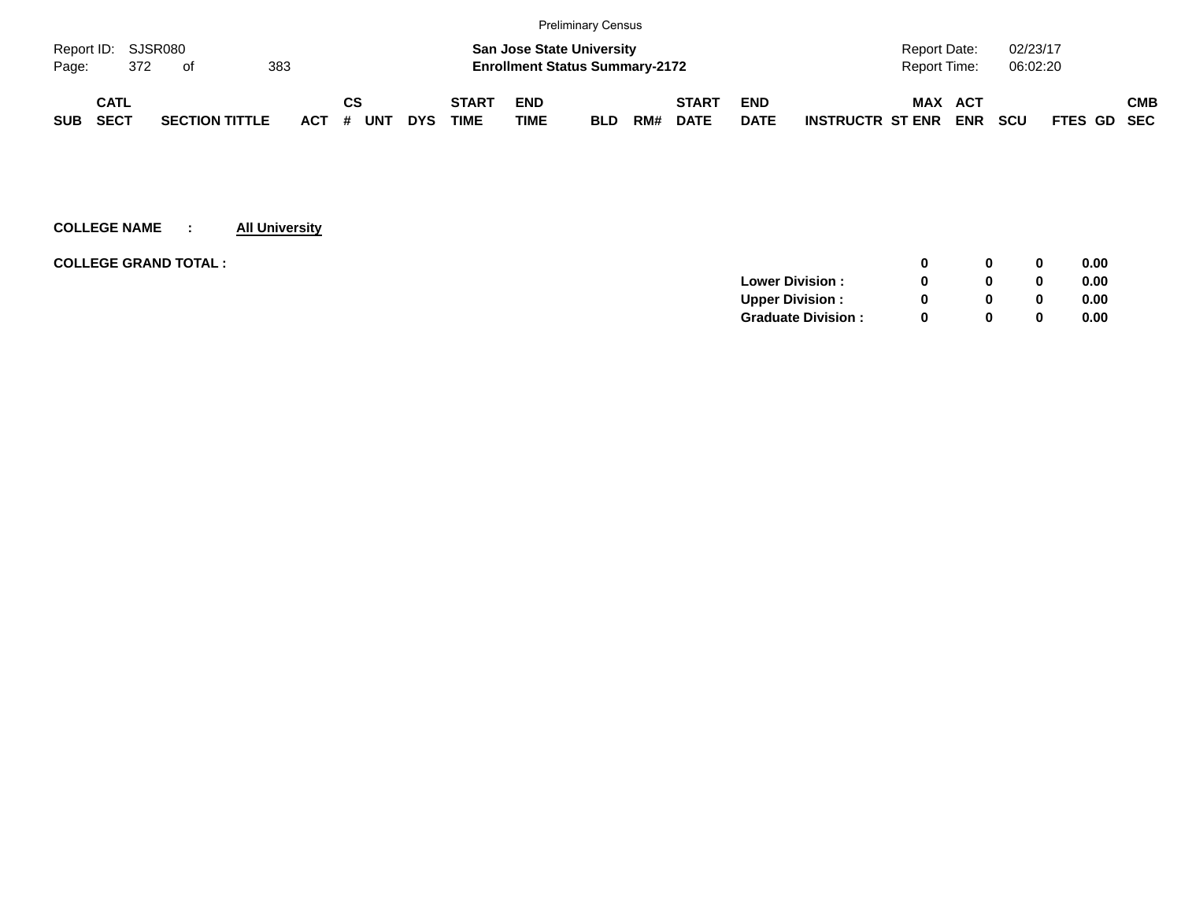Preliminary Census

Report ID: SJSR080

**San Jose State University**
**Enrollment Status Summary-2172**

Report Date: 02/23/17
Report Time: 06:02:20

| SUB | CATL SECT | SECTION TITTLE | ACT | CS # | UNT | DYS | START TIME | END TIME | BLD | RM# | START DATE | END DATE | INSTRUCTR | MAX ST ENR | ACT ENR | SCU | FTES | GD | CMB SEC |
|---|---|---|---|---|---|---|---|---|---|---|---|---|---|---|---|---|---|---|---|

**COLLEGE NAME : All University**

| | | MAX ST ENR | ACT ENR | SCU | FTES |
|---|---|---|---|---|---|
| **COLLEGE GRAND TOTAL :** | | **0** | **0** | **0** | **0.00** |
| | **Lower Division :** | **0** | **0** | **0** | **0.00** |
| | **Upper Division :** | **0** | **0** | **0** | **0.00** |
| | **Graduate Division :** | **0** | **0** | **0** | **0.00** |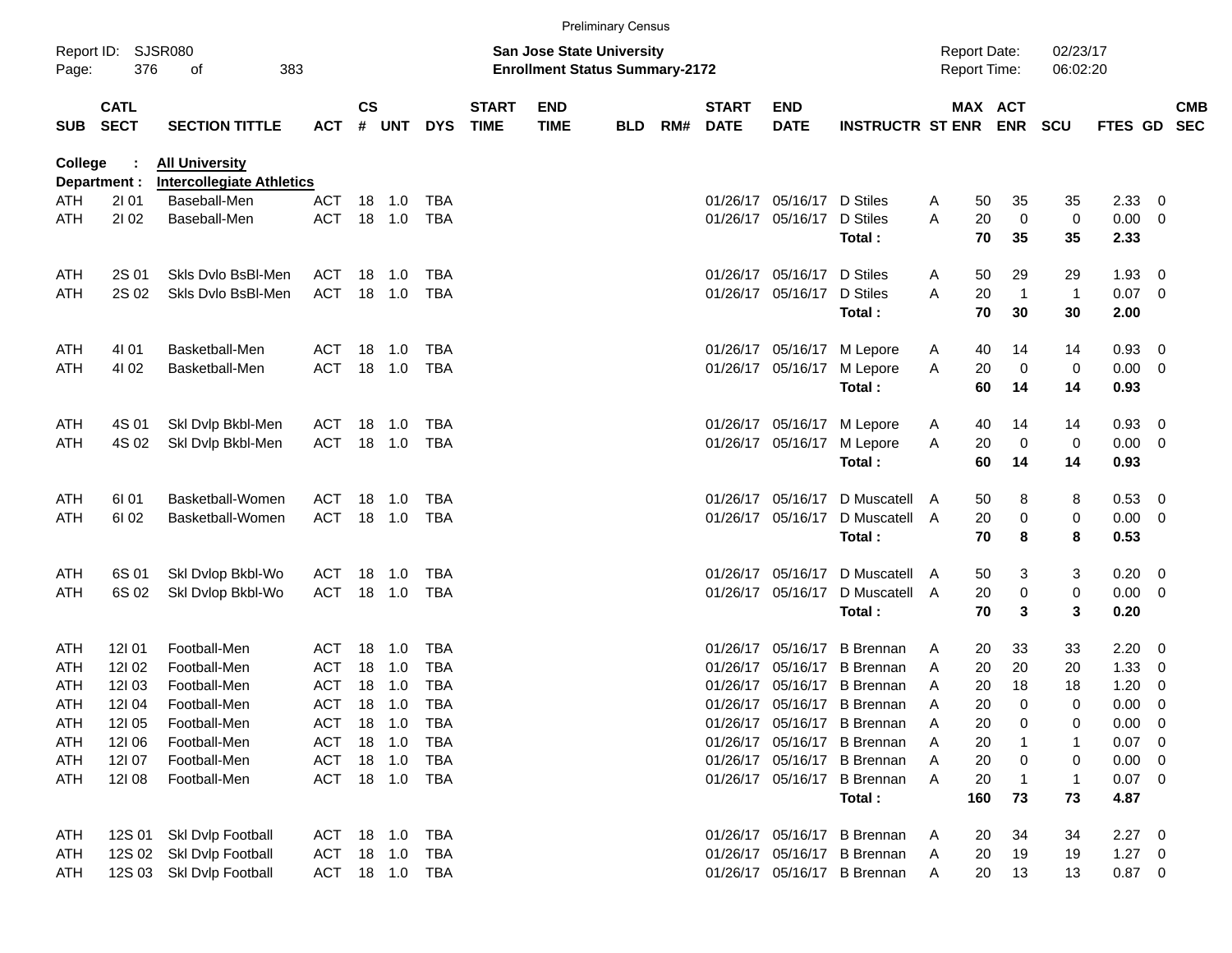Preliminary Census

Report ID: SJSR080

**San Jose State University**
**Enrollment Status Summary-2172**

Report Date: 02/23/17
Report Time: 06:02:20

**College : All University**
**Department : Intercollegiate Athletics**

| SUB | CATL SECT | SECTION TITTLE | ACT | CS # | UNT | DYS | START TIME | END TIME | BLD | RM# | START DATE | END DATE | INSTRUCTR | ST | MAX ENR | ACT ENR | SCU | FTES | GD | CMB SEC |
|---|---|---|---|---|---|---|---|---|---|---|---|---|---|---|---|---|---|---|---|---|
| ATH | 2I 01 | Baseball-Men | ACT | 18 | 1.0 | TBA | | | | | 01/26/17 | 05/16/17 | D Stiles | A | 50 | 35 | 35 | 2.33 | 0 | |
| ATH | 2I 02 | Baseball-Men | ACT | 18 | 1.0 | TBA | | | | | 01/26/17 | 05/16/17 | D Stiles | A | 20 | 0 | 0 | 0.00 | 0 | |
| | | | | | | | | | | | | | **Total :** | | **70** | **35** | **35** | **2.33** | | |
| ATH | 2S 01 | Skls Dvlo BsBl-Men | ACT | 18 | 1.0 | TBA | | | | | 01/26/17 | 05/16/17 | D Stiles | A | 50 | 29 | 29 | 1.93 | 0 | |
| ATH | 2S 02 | Skls Dvlo BsBl-Men | ACT | 18 | 1.0 | TBA | | | | | 01/26/17 | 05/16/17 | D Stiles | A | 20 | 1 | 1 | 0.07 | 0 | |
| | | | | | | | | | | | | | **Total :** | | **70** | **30** | **30** | **2.00** | | |
| ATH | 4I 01 | Basketball-Men | ACT | 18 | 1.0 | TBA | | | | | 01/26/17 | 05/16/17 | M Lepore | A | 40 | 14 | 14 | 0.93 | 0 | |
| ATH | 4I 02 | Basketball-Men | ACT | 18 | 1.0 | TBA | | | | | 01/26/17 | 05/16/17 | M Lepore | A | 20 | 0 | 0 | 0.00 | 0 | |
| | | | | | | | | | | | | | **Total :** | | **60** | **14** | **14** | **0.93** | | |
| ATH | 4S 01 | Skl Dvlp Bkbl-Men | ACT | 18 | 1.0 | TBA | | | | | 01/26/17 | 05/16/17 | M Lepore | A | 40 | 14 | 14 | 0.93 | 0 | |
| ATH | 4S 02 | Skl Dvlp Bkbl-Men | ACT | 18 | 1.0 | TBA | | | | | 01/26/17 | 05/16/17 | M Lepore | A | 20 | 0 | 0 | 0.00 | 0 | |
| | | | | | | | | | | | | | **Total :** | | **60** | **14** | **14** | **0.93** | | |
| ATH | 6I 01 | Basketball-Women | ACT | 18 | 1.0 | TBA | | | | | 01/26/17 | 05/16/17 | D Muscatell | A | 50 | 8 | 8 | 0.53 | 0 | |
| ATH | 6I 02 | Basketball-Women | ACT | 18 | 1.0 | TBA | | | | | 01/26/17 | 05/16/17 | D Muscatell | A | 20 | 0 | 0 | 0.00 | 0 | |
| | | | | | | | | | | | | | **Total :** | | **70** | **8** | **8** | **0.53** | | |
| ATH | 6S 01 | Skl Dvlop Bkbl-Wo | ACT | 18 | 1.0 | TBA | | | | | 01/26/17 | 05/16/17 | D Muscatell | A | 50 | 3 | 3 | 0.20 | 0 | |
| ATH | 6S 02 | Skl Dvlop Bkbl-Wo | ACT | 18 | 1.0 | TBA | | | | | 01/26/17 | 05/16/17 | D Muscatell | A | 20 | 0 | 0 | 0.00 | 0 | |
| | | | | | | | | | | | | | **Total :** | | **70** | **3** | **3** | **0.20** | | |
| ATH | 12I 01 | Football-Men | ACT | 18 | 1.0 | TBA | | | | | 01/26/17 | 05/16/17 | B Brennan | A | 20 | 33 | 33 | 2.20 | 0 | |
| ATH | 12I 02 | Football-Men | ACT | 18 | 1.0 | TBA | | | | | 01/26/17 | 05/16/17 | B Brennan | A | 20 | 20 | 20 | 1.33 | 0 | |
| ATH | 12I 03 | Football-Men | ACT | 18 | 1.0 | TBA | | | | | 01/26/17 | 05/16/17 | B Brennan | A | 20 | 18 | 18 | 1.20 | 0 | |
| ATH | 12I 04 | Football-Men | ACT | 18 | 1.0 | TBA | | | | | 01/26/17 | 05/16/17 | B Brennan | A | 20 | 0 | 0 | 0.00 | 0 | |
| ATH | 12I 05 | Football-Men | ACT | 18 | 1.0 | TBA | | | | | 01/26/17 | 05/16/17 | B Brennan | A | 20 | 0 | 0 | 0.00 | 0 | |
| ATH | 12I 06 | Football-Men | ACT | 18 | 1.0 | TBA | | | | | 01/26/17 | 05/16/17 | B Brennan | A | 20 | 1 | 1 | 0.07 | 0 | |
| ATH | 12I 07 | Football-Men | ACT | 18 | 1.0 | TBA | | | | | 01/26/17 | 05/16/17 | B Brennan | A | 20 | 0 | 0 | 0.00 | 0 | |
| ATH | 12I 08 | Football-Men | ACT | 18 | 1.0 | TBA | | | | | 01/26/17 | 05/16/17 | B Brennan | A | 20 | 1 | 1 | 0.07 | 0 | |
| | | | | | | | | | | | | | **Total :** | | **160** | **73** | **73** | **4.87** | | |
| ATH | 12S 01 | Skl Dvlp Football | ACT | 18 | 1.0 | TBA | | | | | 01/26/17 | 05/16/17 | B Brennan | A | 20 | 34 | 34 | 2.27 | 0 | |
| ATH | 12S 02 | Skl Dvlp Football | ACT | 18 | 1.0 | TBA | | | | | 01/26/17 | 05/16/17 | B Brennan | A | 20 | 19 | 19 | 1.27 | 0 | |
| ATH | 12S 03 | Skl Dvlp Football | ACT | 18 | 1.0 | TBA | | | | | 01/26/17 | 05/16/17 | B Brennan | A | 20 | 13 | 13 | 0.87 | 0 | |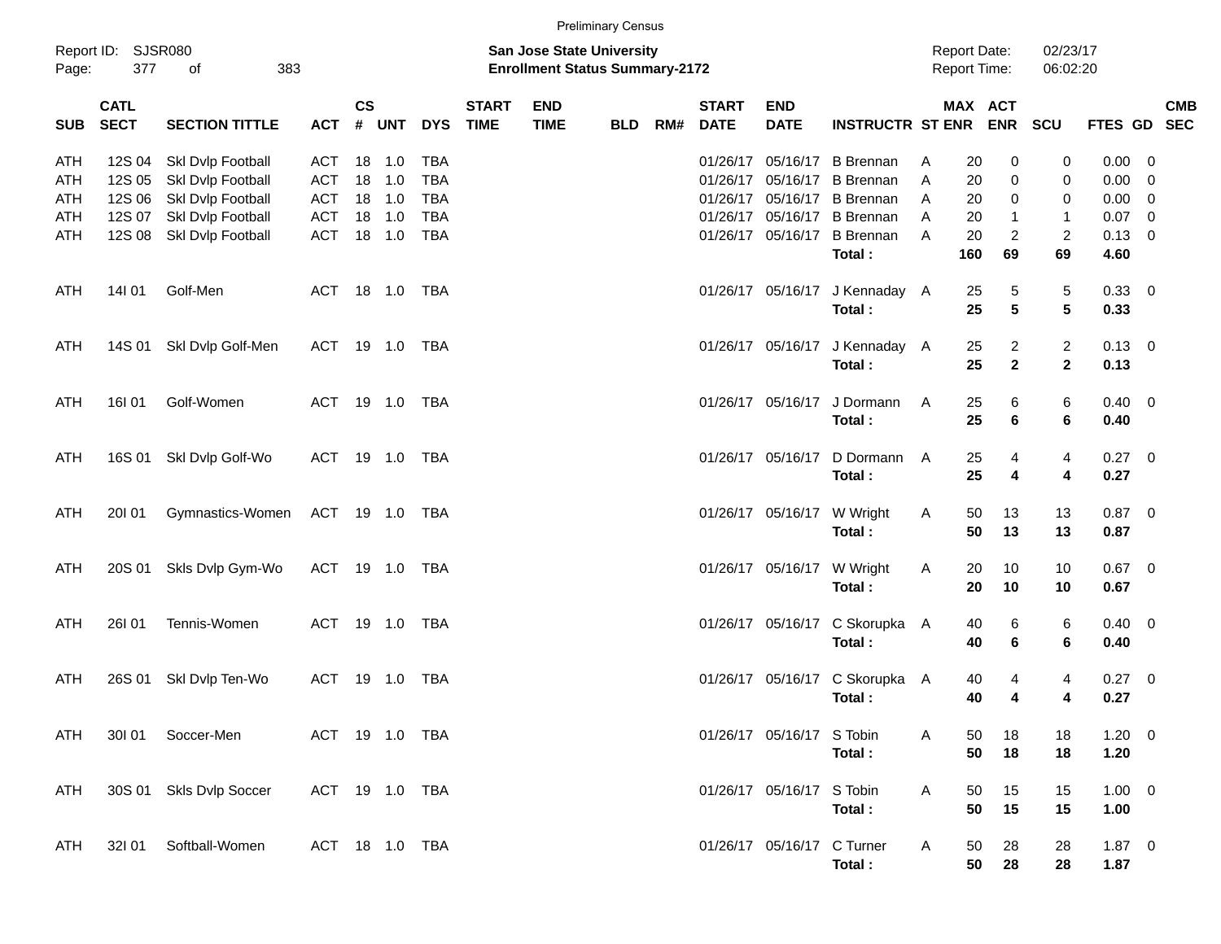Preliminary Census

Report ID: SJSR080
Page: 377 of 383

**San Jose State University**
**Enrollment Status Summary-2172**

Report Date: 02/23/17
Report Time: 06:02:20

| SUB | CATL SECT | SECTION TITTLE | ACT | CS # | UNT | DYS | START TIME | END TIME | BLD | RM# | START DATE | END DATE | INSTRUCTR | ST | MAX ENR | ACT ENR | SCU | FTES | GD | CMB SEC |
|---|---|---|---|---|---|---|---|---|---|---|---|---|---|---|---|---|---|---|---|---|
| ATH | 12S 04 | Skl Dvlp Football | ACT | 18 | 1.0 | TBA | | | | | 01/26/17 | 05/16/17 | B Brennan | A | 20 | 0 | 0 | 0.00 | 0 | |
| ATH | 12S 05 | Skl Dvlp Football | ACT | 18 | 1.0 | TBA | | | | | 01/26/17 | 05/16/17 | B Brennan | A | 20 | 0 | 0 | 0.00 | 0 | |
| ATH | 12S 06 | Skl Dvlp Football | ACT | 18 | 1.0 | TBA | | | | | 01/26/17 | 05/16/17 | B Brennan | A | 20 | 0 | 0 | 0.00 | 0 | |
| ATH | 12S 07 | Skl Dvlp Football | ACT | 18 | 1.0 | TBA | | | | | 01/26/17 | 05/16/17 | B Brennan | A | 20 | 1 | 1 | 0.07 | 0 | |
| ATH | 12S 08 | Skl Dvlp Football | ACT | 18 | 1.0 | TBA | | | | | 01/26/17 | 05/16/17 | B Brennan | A | 20 | 2 | 2 | 0.13 | 0 | |
| | | | | | | | | | | | | | **Total :** | | **160** | **69** | **69** | **4.60** | | |
| ATH | 14I 01 | Golf-Men | ACT | 18 | 1.0 | TBA | | | | | 01/26/17 | 05/16/17 | J Kennaday | A | 25 | 5 | 5 | 0.33 | 0 | |
| | | | | | | | | | | | | | **Total :** | | **25** | **5** | **5** | **0.33** | | |
| ATH | 14S 01 | Skl Dvlp Golf-Men | ACT | 19 | 1.0 | TBA | | | | | 01/26/17 | 05/16/17 | J Kennaday | A | 25 | 2 | 2 | 0.13 | 0 | |
| | | | | | | | | | | | | | **Total :** | | **25** | **2** | **2** | **0.13** | | |
| ATH | 16I 01 | Golf-Women | ACT | 19 | 1.0 | TBA | | | | | 01/26/17 | 05/16/17 | J Dormann | A | 25 | 6 | 6 | 0.40 | 0 | |
| | | | | | | | | | | | | | **Total :** | | **25** | **6** | **6** | **0.40** | | |
| ATH | 16S 01 | Skl Dvlp Golf-Wo | ACT | 19 | 1.0 | TBA | | | | | 01/26/17 | 05/16/17 | D Dormann | A | 25 | 4 | 4 | 0.27 | 0 | |
| | | | | | | | | | | | | | **Total :** | | **25** | **4** | **4** | **0.27** | | |
| ATH | 20I 01 | Gymnastics-Women | ACT | 19 | 1.0 | TBA | | | | | 01/26/17 | 05/16/17 | W Wright | A | 50 | 13 | 13 | 0.87 | 0 | |
| | | | | | | | | | | | | | **Total :** | | **50** | **13** | **13** | **0.87** | | |
| ATH | 20S 01 | Skls Dvlp Gym-Wo | ACT | 19 | 1.0 | TBA | | | | | 01/26/17 | 05/16/17 | W Wright | A | 20 | 10 | 10 | 0.67 | 0 | |
| | | | | | | | | | | | | | **Total :** | | **20** | **10** | **10** | **0.67** | | |
| ATH | 26I 01 | Tennis-Women | ACT | 19 | 1.0 | TBA | | | | | 01/26/17 | 05/16/17 | C Skorupka | A | 40 | 6 | 6 | 0.40 | 0 | |
| | | | | | | | | | | | | | **Total :** | | **40** | **6** | **6** | **0.40** | | |
| ATH | 26S 01 | Skl Dvlp Ten-Wo | ACT | 19 | 1.0 | TBA | | | | | 01/26/17 | 05/16/17 | C Skorupka | A | 40 | 4 | 4 | 0.27 | 0 | |
| | | | | | | | | | | | | | **Total :** | | **40** | **4** | **4** | **0.27** | | |
| ATH | 30I 01 | Soccer-Men | ACT | 19 | 1.0 | TBA | | | | | 01/26/17 | 05/16/17 | S Tobin | A | 50 | 18 | 18 | 1.20 | 0 | |
| | | | | | | | | | | | | | **Total :** | | **50** | **18** | **18** | **1.20** | | |
| ATH | 30S 01 | Skls Dvlp Soccer | ACT | 19 | 1.0 | TBA | | | | | 01/26/17 | 05/16/17 | S Tobin | A | 50 | 15 | 15 | 1.00 | 0 | |
| | | | | | | | | | | | | | **Total :** | | **50** | **15** | **15** | **1.00** | | |
| ATH | 32I 01 | Softball-Women | ACT | 18 | 1.0 | TBA | | | | | 01/26/17 | 05/16/17 | C Turner | A | 50 | 28 | 28 | 1.87 | 0 | |
| | | | | | | | | | | | | | **Total :** | | **50** | **28** | **28** | **1.87** | | |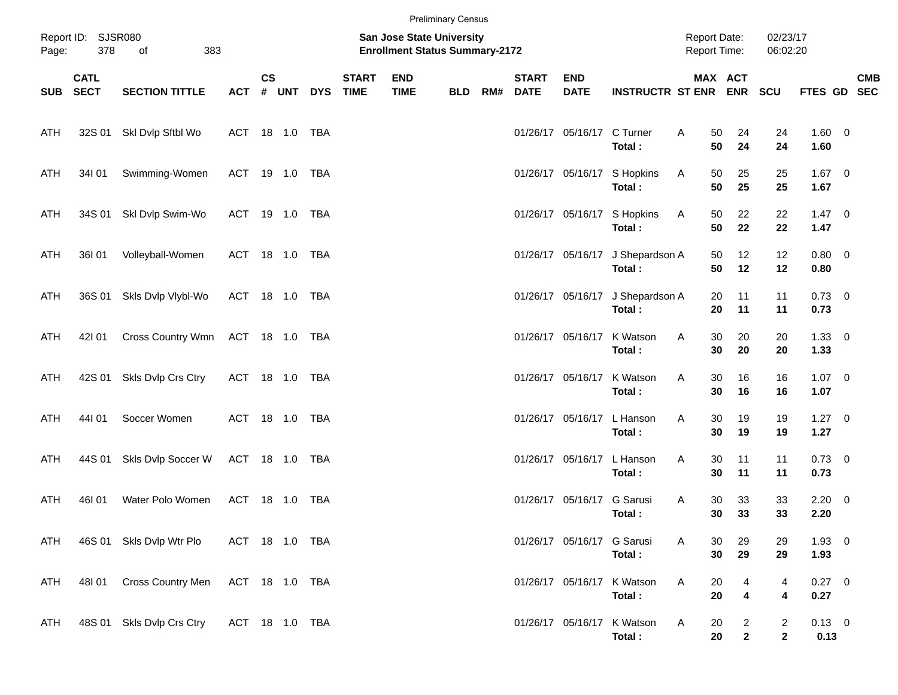Preliminary Census

Report ID: SJSR080

**San Jose State University**
**Enrollment Status Summary-2172**

Report Date: 02/23/17
Report Time: 06:02:20

| SUB | CATL SECT | SECTION TITTLE | ACT | CS # | UNT | DYS | START TIME | END TIME | BLD | RM# | START DATE | END DATE | INSTRUCTR | ST | MAX ENR | ACT ENR | SCU | FTES | GD | CMB SEC |
|---|---|---|---|---|---|---|---|---|---|---|---|---|---|---|---|---|---|---|---|---|
| ATH | 32S 01 | Skl Dvlp Sftbl Wo | ACT | 18 | 1.0 | TBA | | | | | 01/26/17 | 05/16/17 | C Turner | A | 50 | 24 | 24 | 1.60 | 0 | |
| | | | | | | | | | | | | | **Total :** | | **50** | **24** | **24** | **1.60** | | |
| ATH | 34I 01 | Swimming-Women | ACT | 19 | 1.0 | TBA | | | | | 01/26/17 | 05/16/17 | S Hopkins | A | 50 | 25 | 25 | 1.67 | 0 | |
| | | | | | | | | | | | | | **Total :** | | **50** | **25** | **25** | **1.67** | | |
| ATH | 34S 01 | Skl Dvlp Swim-Wo | ACT | 19 | 1.0 | TBA | | | | | 01/26/17 | 05/16/17 | S Hopkins | A | 50 | 22 | 22 | 1.47 | 0 | |
| | | | | | | | | | | | | | **Total :** | | **50** | **22** | **22** | **1.47** | | |
| ATH | 36I 01 | Volleyball-Women | ACT | 18 | 1.0 | TBA | | | | | 01/26/17 | 05/16/17 | J Shepardson | A | 50 | 12 | 12 | 0.80 | 0 | |
| | | | | | | | | | | | | | **Total :** | | **50** | **12** | **12** | **0.80** | | |
| ATH | 36S 01 | Skls Dvlp Vlybl-Wo | ACT | 18 | 1.0 | TBA | | | | | 01/26/17 | 05/16/17 | J Shepardson | A | 20 | 11 | 11 | 0.73 | 0 | |
| | | | | | | | | | | | | | **Total :** | | **20** | **11** | **11** | **0.73** | | |
| ATH | 42I 01 | Cross Country Wmn | ACT | 18 | 1.0 | TBA | | | | | 01/26/17 | 05/16/17 | K Watson | A | 30 | 20 | 20 | 1.33 | 0 | |
| | | | | | | | | | | | | | **Total :** | | **30** | **20** | **20** | **1.33** | | |
| ATH | 42S 01 | Skls Dvlp Crs Ctry | ACT | 18 | 1.0 | TBA | | | | | 01/26/17 | 05/16/17 | K Watson | A | 30 | 16 | 16 | 1.07 | 0 | |
| | | | | | | | | | | | | | **Total :** | | **30** | **16** | **16** | **1.07** | | |
| ATH | 44I 01 | Soccer Women | ACT | 18 | 1.0 | TBA | | | | | 01/26/17 | 05/16/17 | L Hanson | A | 30 | 19 | 19 | 1.27 | 0 | |
| | | | | | | | | | | | | | **Total :** | | **30** | **19** | **19** | **1.27** | | |
| ATH | 44S 01 | Skls Dvlp Soccer W | ACT | 18 | 1.0 | TBA | | | | | 01/26/17 | 05/16/17 | L Hanson | A | 30 | 11 | 11 | 0.73 | 0 | |
| | | | | | | | | | | | | | **Total :** | | **30** | **11** | **11** | **0.73** | | |
| ATH | 46I 01 | Water Polo Women | ACT | 18 | 1.0 | TBA | | | | | 01/26/17 | 05/16/17 | G Sarusi | A | 30 | 33 | 33 | 2.20 | 0 | |
| | | | | | | | | | | | | | **Total :** | | **30** | **33** | **33** | **2.20** | | |
| ATH | 46S 01 | Skls Dvlp Wtr Plo | ACT | 18 | 1.0 | TBA | | | | | 01/26/17 | 05/16/17 | G Sarusi | A | 30 | 29 | 29 | 1.93 | 0 | |
| | | | | | | | | | | | | | **Total :** | | **30** | **29** | **29** | **1.93** | | |
| ATH | 48I 01 | Cross Country Men | ACT | 18 | 1.0 | TBA | | | | | 01/26/17 | 05/16/17 | K Watson | A | 20 | 4 | 4 | 0.27 | 0 | |
| | | | | | | | | | | | | | **Total :** | | **20** | **4** | **4** | **0.27** | | |
| ATH | 48S 01 | Skls Dvlp Crs Ctry | ACT | 18 | 1.0 | TBA | | | | | 01/26/17 | 05/16/17 | K Watson | A | 20 | 2 | 2 | 0.13 | 0 | |
| | | | | | | | | | | | | | **Total :** | | **20** | **2** | **2** | **0.13** | | |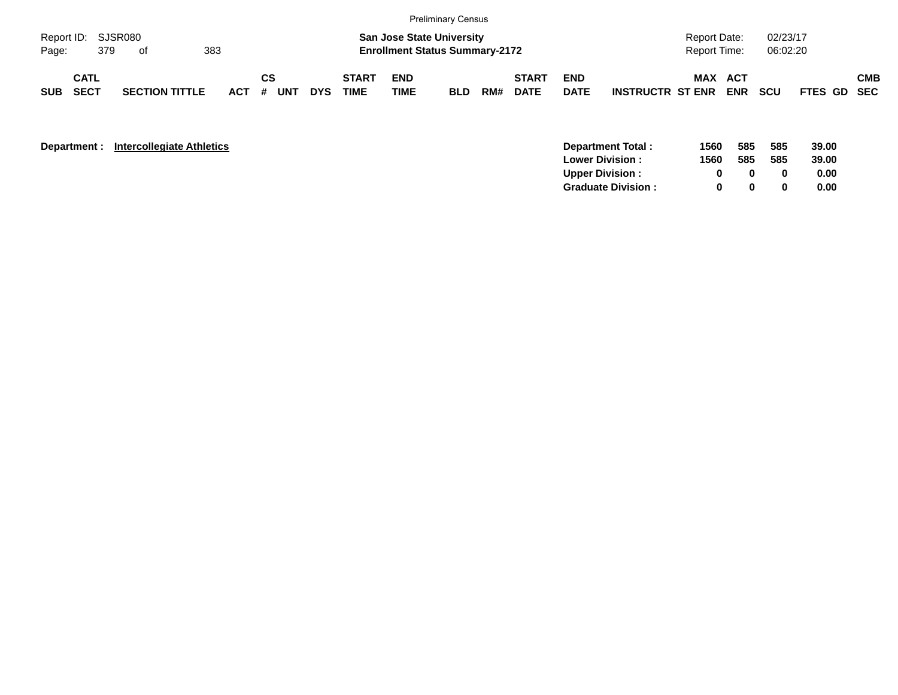Preliminary Census

Report ID: SJSR080
Page: 379 of 383

**San Jose State University**
**Enrollment Status Summary-2172**

Report Date: 02/23/17
Report Time: 06:02:20

| SUB | CATL SECT | SECTION TITTLE | ACT | CS # | UNT | DYS | START TIME | END TIME | BLD | RM# | START DATE | END DATE | INSTRUCTR | ST | MAX ENR | ACT ENR | SCU | FTES | GD | CMB SEC |
|---|---|---|---|---|---|---|---|---|---|---|---|---|---|---|---|---|---|---|---|---|

**Department :** **Intercollegiate Athletics**

| | MAX ENR | ACT ENR | SCU | FTES |
|---|---|---|---|---|
| **Department Total :** | **1560** | **585** | **585** | **39.00** |
| **Lower Division :** | **1560** | **585** | **585** | **39.00** |
| **Upper Division :** | **0** | **0** | **0** | **0.00** |
| **Graduate Division :** | **0** | **0** | **0** | **0.00** |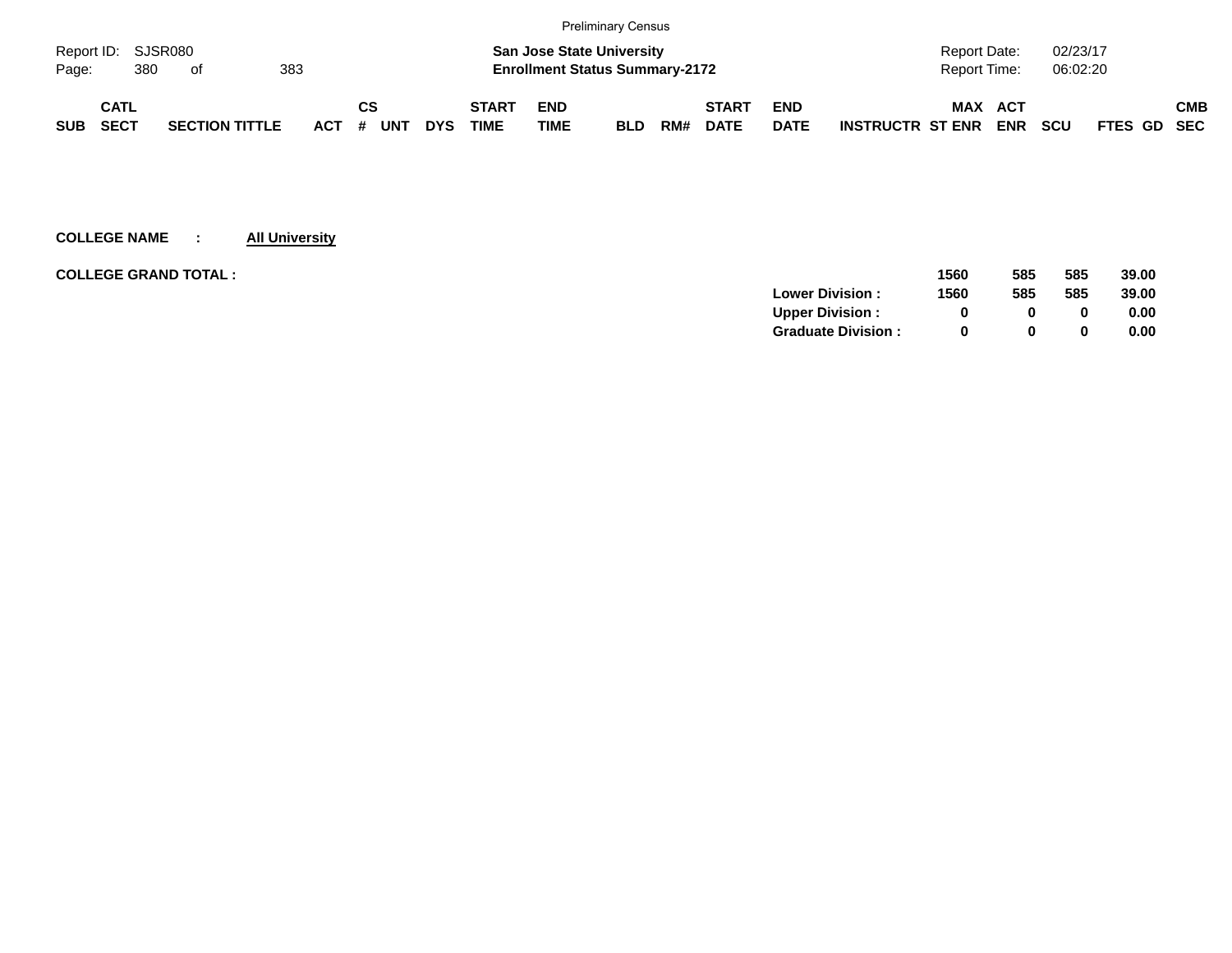Preliminary Census

Report ID: SJSR080
Page: 380 of 383

**San Jose State University**
**Enrollment Status Summary-2172**

Report Date: 02/23/17
Report Time: 06:02:20

| SUB | CATL SECT | SECTION TITTLE | ACT | CS # | UNT | DYS | START TIME | END TIME | BLD | RM# | START DATE | END DATE | INSTRUCTR | MAX ST ENR | ACT ENR | SCU | FTES | GD | CMB SEC |
|---|---|---|---|---|---|---|---|---|---|---|---|---|---|---|---|---|---|---|---|

**COLLEGE NAME : All University**

**COLLEGE GRAND TOTAL :**

| | MAX ST ENR | ACT ENR | SCU | FTES |
|---|---|---|---|---|
| | **1560** | **585** | **585** | **39.00** |
| **Lower Division :** | **1560** | **585** | **585** | **39.00** |
| **Upper Division :** | **0** | **0** | **0** | **0.00** |
| **Graduate Division :** | **0** | **0** | **0** | **0.00** |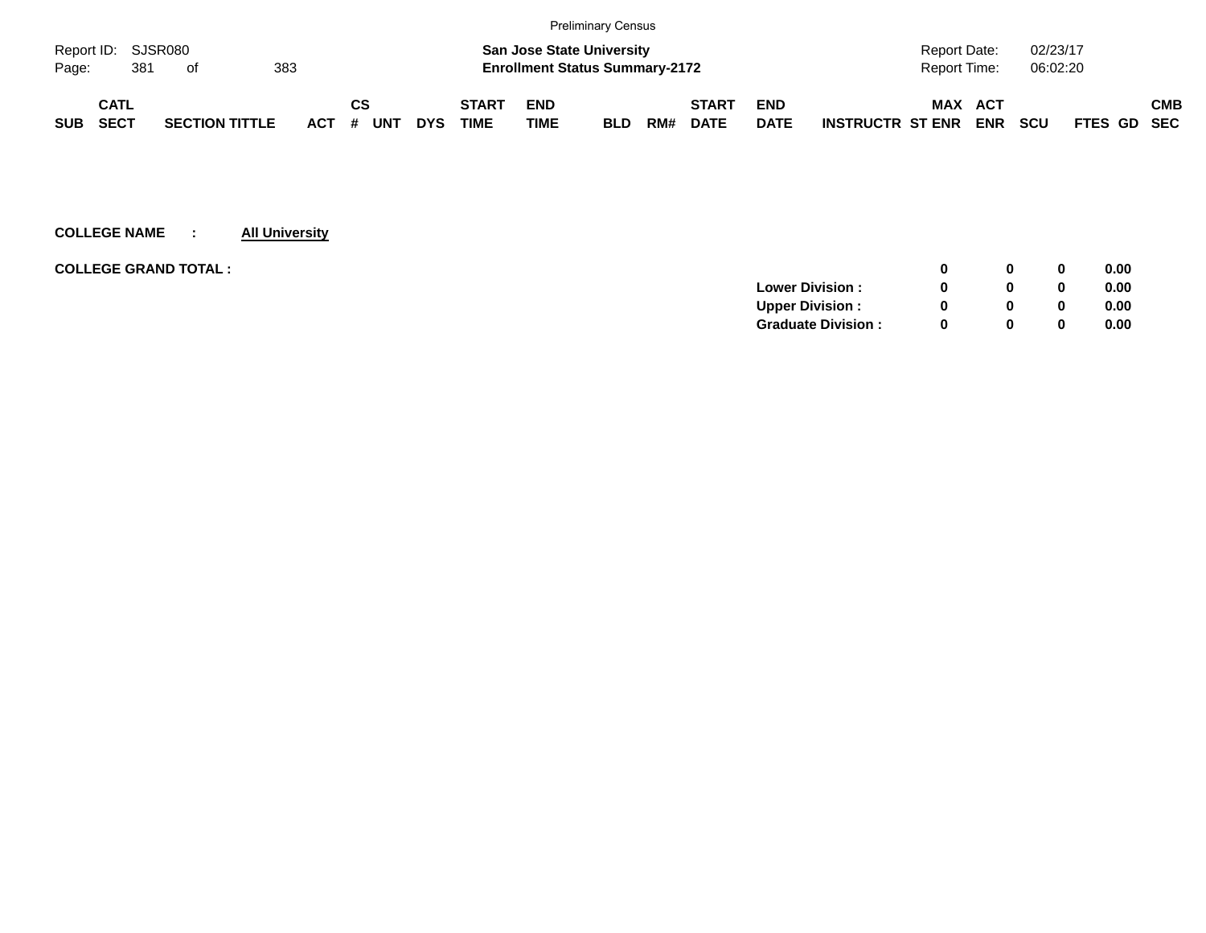Preliminary Census

| Report ID: | SJSR080 | San Jose State University | Report Date: | 02/23/17 |
|---|---|---|---|---|
| | | Enrollment Status Summary-2172 | Report Time: | 06:02:20 |

| SUB | CATL SECT | SECTION TITTLE | ACT | CS # | UNT | DYS | START TIME | END TIME | BLD | RM# | START DATE | END DATE | INSTRUCTR | MAX ST ENR | ACT ENR | SCU | FTES | GD | CMB SEC |
|---|---|---|---|---|---|---|---|---|---|---|---|---|---|---|---|---|---|---|---|

**COLLEGE NAME : All University**

| | | MAX ST ENR | ACT ENR | SCU | FTES |
|---|---|---|---|---|---|
| **COLLEGE GRAND TOTAL :** | | **0** | **0** | **0** | **0.00** |
| | **Lower Division :** | **0** | **0** | **0** | **0.00** |
| | **Upper Division :** | **0** | **0** | **0** | **0.00** |
| | **Graduate Division :** | **0** | **0** | **0** | **0.00** |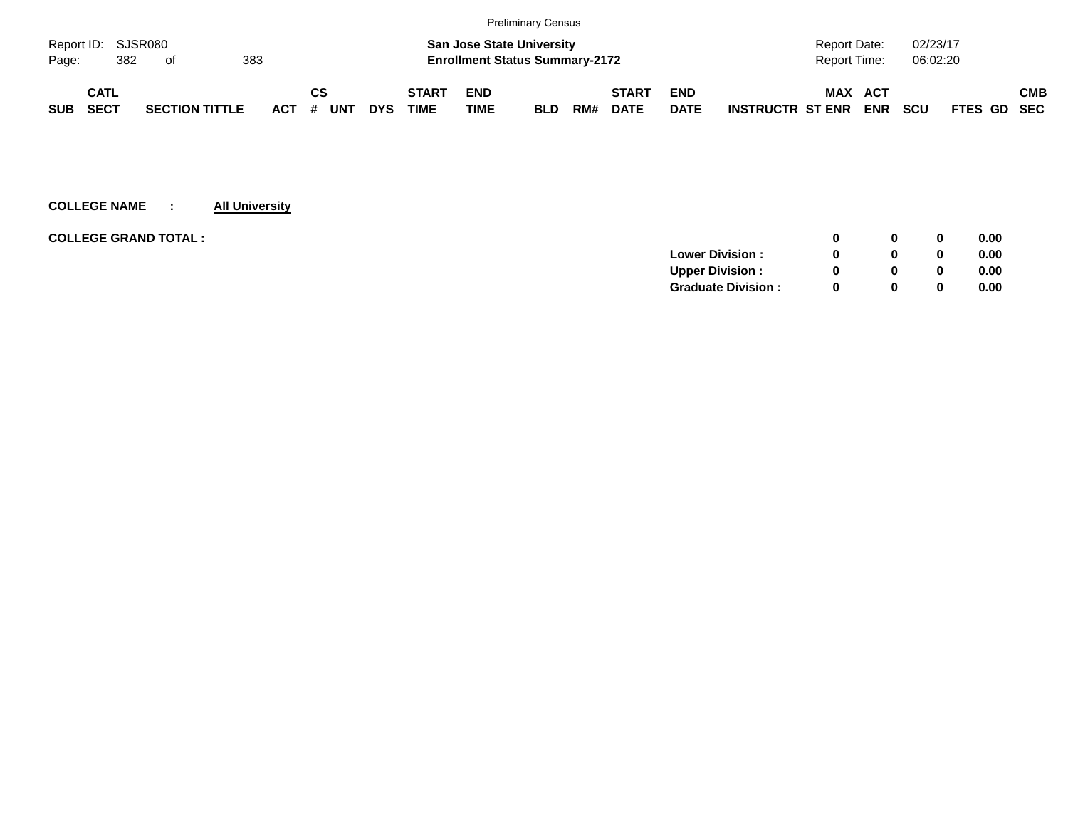Preliminary Census

Report ID: SJSR080

**San Jose State University**

**Enrollment Status Summary-2172**

Report Date: 02/23/17

Report Time: 06:02:20

| SUB | CATL SECT | SECTION TITTLE | ACT | CS # | UNT | DYS | START TIME | END TIME | BLD | RM# | START DATE | END DATE | INSTRUCTR | MAX ST ENR | ACT ENR | SCU | FTES | GD | CMB SEC |
|---|---|---|---|---|---|---|---|---|---|---|---|---|---|---|---|---|---|---|---|

**COLLEGE NAME : All University**

| | | | | |
|---|---|---|---|---|
| **COLLEGE GRAND TOTAL :** | **0** | **0** | **0** | **0.00** |
| **Lower Division :** | **0** | **0** | **0** | **0.00** |
| **Upper Division :** | **0** | **0** | **0** | **0.00** |
| **Graduate Division :** | **0** | **0** | **0** | **0.00** |